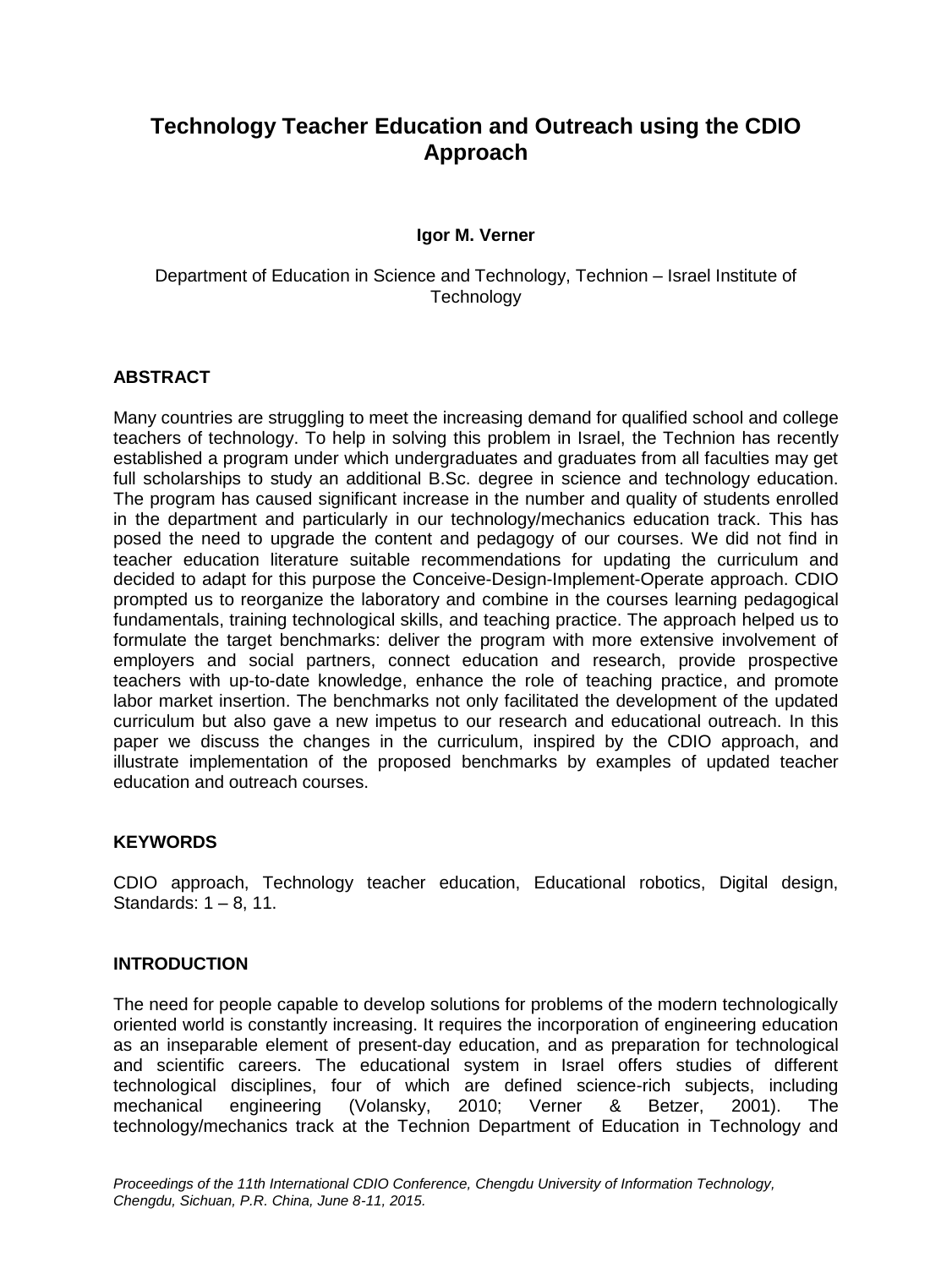# Technology Teacher Education and Outreach using the CDIO Approach

**Igor M. Verner**

Department of Education in Science and Technology, Technion – Israel Institute of Technology

## ABSTRACT

Many countries are struggling to meet the increasing demand for qualified school and college teachers of technology. To help in solving this problem in Israel, the Technion has recently established a program under which undergraduates and graduates from all faculties may get full scholarships to study an additional B.Sc. degree in science and technology education. The program has caused significant increase in the number and quality of students enrolled in the department and particularly in our technology/mechanics education track. This has posed the need to upgrade the content and pedagogy of our courses. We did not find in teacher education literature suitable recommendations for updating the curriculum and decided to adapt for this purpose the Conceive-Design-Implement-Operate approach. CDIO prompted us to reorganize the laboratory and combine in the courses learning pedagogical fundamentals, training technological skills, and teaching practice. The approach helped us to formulate the target benchmarks: deliver the program with more extensive involvement of employers and social partners, connect education and research, provide prospective teachers with up-to-date knowledge, enhance the role of teaching practice, and promote labor market insertion. The benchmarks not only facilitated the development of the updated curriculum but also gave a new impetus to our research and educational outreach. In this paper we discuss the changes in the curriculum, inspired by the CDIO approach, and illustrate implementation of the proposed benchmarks by examples of updated teacher education and outreach courses.

## KEYWORDS

CDIO approach, Technology teacher education, Educational robotics, Digital design, Standards: 1 – 8, 11.

## INTRODUCTION

The need for people capable to develop solutions for problems of the modern technologically oriented world is constantly increasing. It requires the incorporation of engineering education as an inseparable element of present-day education, and as preparation for technological and scientific careers. The educational system in Israel offers studies of different technological disciplines, four of which are defined science-rich subjects, including mechanical engineering (Volansky, 2010; Verner & Betzer, 2001). The technology/mechanics track at the Technion Department of Education in Technology and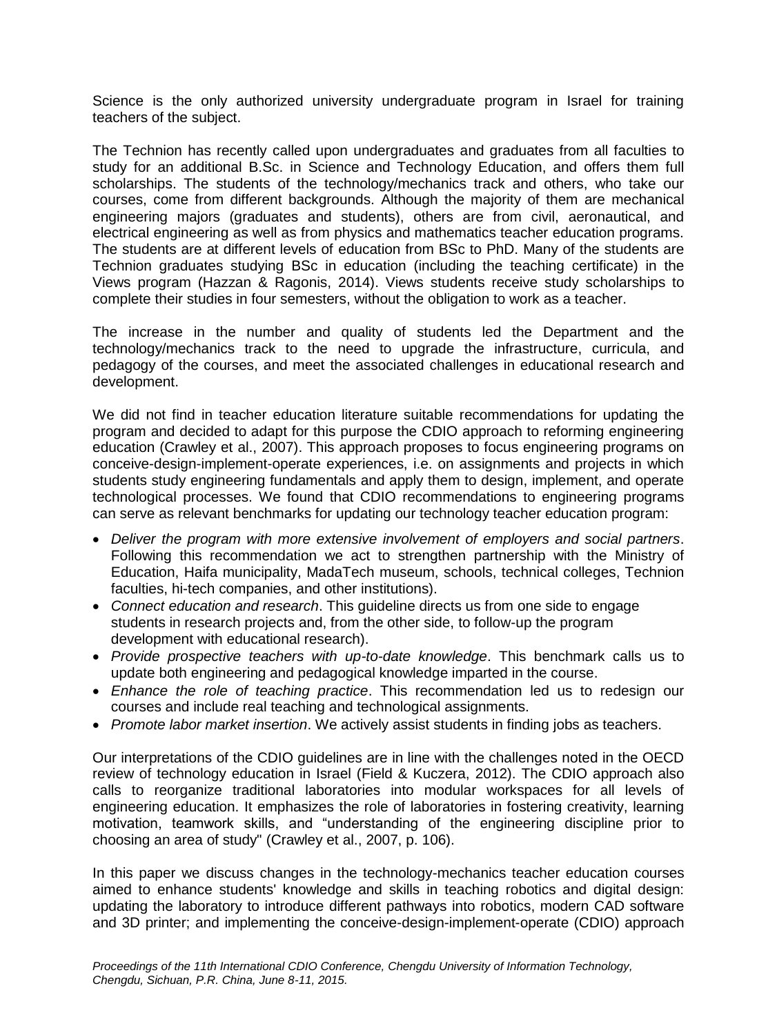Science is the only authorized university undergraduate program in Israel for training teachers of the subject.

The Technion has recently called upon undergraduates and graduates from all faculties to study for an additional B.Sc. in Science and Technology Education, and offers them full scholarships. The students of the technology/mechanics track and others, who take our courses, come from different backgrounds. Although the majority of them are mechanical engineering majors (graduates and students), others are from civil, aeronautical, and electrical engineering as well as from physics and mathematics teacher education programs. The students are at different levels of education from BSc to PhD. Many of the students are Technion graduates studying BSc in education (including the teaching certificate) in the Views program (Hazzan & Ragonis, 2014). Views students receive study scholarships to complete their studies in four semesters, without the obligation to work as a teacher.

The increase in the number and quality of students led the Department and the technology/mechanics track to the need to upgrade the infrastructure, curricula, and pedagogy of the courses, and meet the associated challenges in educational research and development.

We did not find in teacher education literature suitable recommendations for updating the program and decided to adapt for this purpose the CDIO approach to reforming engineering education (Crawley et al., 2007). This approach proposes to focus engineering programs on conceive-design-implement-operate experiences, i.e. on assignments and projects in which students study engineering fundamentals and apply them to design, implement, and operate technological processes. We found that CDIO recommendations to engineering programs can serve as relevant benchmarks for updating our technology teacher education program:

- *Deliver the program with more extensive involvement of employers and social partners*. Following this recommendation we act to strengthen partnership with the Ministry of Education, Haifa municipality, MadaTech museum, schools, technical colleges, Technion faculties, hi-tech companies, and other institutions).
- *Connect education and research*. This guideline directs us from one side to engage students in research projects and, from the other side, to follow-up the program development with educational research).
- *Provide prospective teachers with up-to-date knowledge*. This benchmark calls us to update both engineering and pedagogical knowledge imparted in the course.
- *Enhance the role of teaching practice*. This recommendation led us to redesign our courses and include real teaching and technological assignments.
- *Promote labor market insertion*. We actively assist students in finding jobs as teachers.

Our interpretations of the CDIO guidelines are in line with the challenges noted in the OECD review of technology education in Israel (Field & Kuczera, 2012). The CDIO approach also calls to reorganize traditional laboratories into modular workspaces for all levels of engineering education. It emphasizes the role of laboratories in fostering creativity, learning motivation, teamwork skills, and "understanding of the engineering discipline prior to choosing an area of study" (Crawley et al., 2007, p. 106).

In this paper we discuss changes in the technology-mechanics teacher education courses aimed to enhance students' knowledge and skills in teaching robotics and digital design: updating the laboratory to introduce different pathways into robotics, modern CAD software and 3D printer; and implementing the conceive-design-implement-operate (CDIO) approach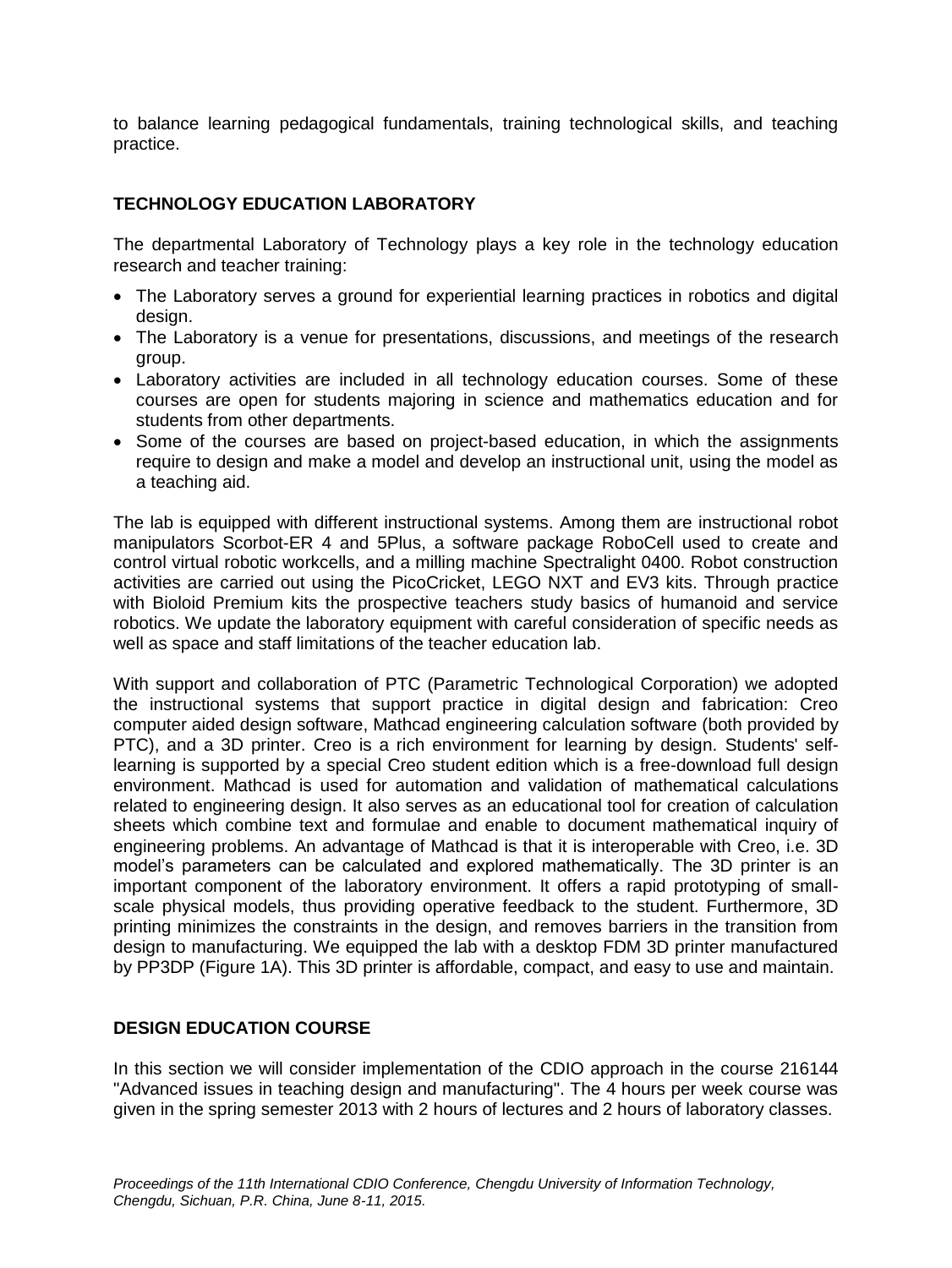to balance learning pedagogical fundamentals, training technological skills, and teaching practice.

## TECHNOLOGY EDUCATION LABORATORY

The departmental Laboratory of Technology plays a key role in the technology education research and teacher training:

- The Laboratory serves a ground for experiential learning practices in robotics and digital design.
- The Laboratory is a venue for presentations, discussions, and meetings of the research group.
- Laboratory activities are included in all technology education courses. Some of these courses are open for students majoring in science and mathematics education and for students from other departments.
- Some of the courses are based on project-based education, in which the assignments require to design and make a model and develop an instructional unit, using the model as a teaching aid.

The lab is equipped with different instructional systems. Among them are instructional robot manipulators Scorbot-ER 4 and 5Plus, a software package RoboCell used to create and control virtual robotic workcells, and a milling machine Spectralight 0400. Robot construction activities are carried out using the PicoCricket, LEGO NXT and EV3 kits. Through practice with Bioloid Premium kits the prospective teachers study basics of humanoid and service robotics. We update the laboratory equipment with careful consideration of specific needs as well as space and staff limitations of the teacher education lab.

With support and collaboration of PTC (Parametric Technological Corporation) we adopted the instructional systems that support practice in digital design and fabrication: Creo computer aided design software, Mathcad engineering calculation software (both provided by PTC), and a 3D printer. Creo is a rich environment for learning by design. Students' self-learning is supported by a special Creo student edition which is a free-download full design environment. Mathcad is used for automation and validation of mathematical calculations related to engineering design. It also serves as an educational tool for creation of calculation sheets which combine text and formulae and enable to document mathematical inquiry of engineering problems. An advantage of Mathcad is that it is interoperable with Creo, i.e. 3D model's parameters can be calculated and explored mathematically. The 3D printer is an important component of the laboratory environment. It offers a rapid prototyping of small-scale physical models, thus providing operative feedback to the student. Furthermore, 3D printing minimizes the constraints in the design, and removes barriers in the transition from design to manufacturing. We equipped the lab with a desktop FDM 3D printer manufactured by PP3DP (Figure 1A). This 3D printer is affordable, compact, and easy to use and maintain.

## DESIGN EDUCATION COURSE

In this section we will consider implementation of the CDIO approach in the course 216144 "Advanced issues in teaching design and manufacturing". The 4 hours per week course was given in the spring semester 2013 with 2 hours of lectures and 2 hours of laboratory classes.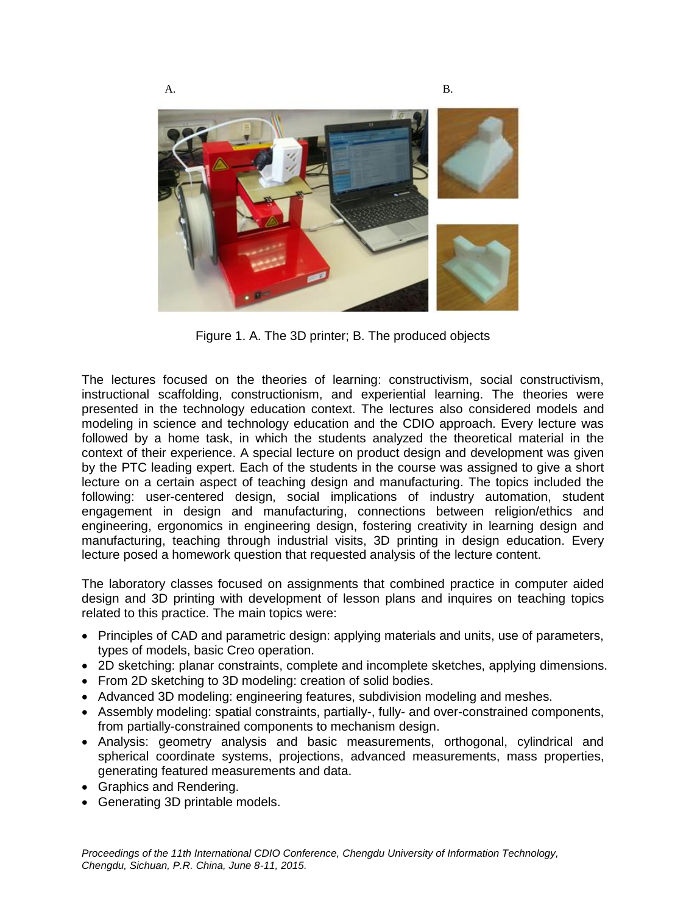A. B.

Figure 1. A. The 3D printer; B. The produced objects

The lectures focused on the theories of learning: constructivism, social constructivism, instructional scaffolding, constructionism, and experiential learning. The theories were presented in the technology education context. The lectures also considered models and modeling in science and technology education and the CDIO approach. Every lecture was followed by a home task, in which the students analyzed the theoretical material in the context of their experience. A special lecture on product design and development was given by the PTC leading expert. Each of the students in the course was assigned to give a short lecture on a certain aspect of teaching design and manufacturing. The topics included the following: user-centered design, social implications of industry automation, student engagement in design and manufacturing, connections between religion/ethics and engineering, ergonomics in engineering design, fostering creativity in learning design and manufacturing, teaching through industrial visits, 3D printing in design education. Every lecture posed a homework question that requested analysis of the lecture content.

The laboratory classes focused on assignments that combined practice in computer aided design and 3D printing with development of lesson plans and inquires on teaching topics related to this practice. The main topics were:

- Principles of CAD and parametric design: applying materials and units, use of parameters, types of models, basic Creo operation.
- 2D sketching: planar constraints, complete and incomplete sketches, applying dimensions.
- From 2D sketching to 3D modeling: creation of solid bodies.
- Advanced 3D modeling: engineering features, subdivision modeling and meshes.
- Assembly modeling: spatial constraints, partially-, fully- and over-constrained components, from partially-constrained components to mechanism design.
- Analysis: geometry analysis and basic measurements, orthogonal, cylindrical and spherical coordinate systems, projections, advanced measurements, mass properties, generating featured measurements and data.
- Graphics and Rendering.
- Generating 3D printable models.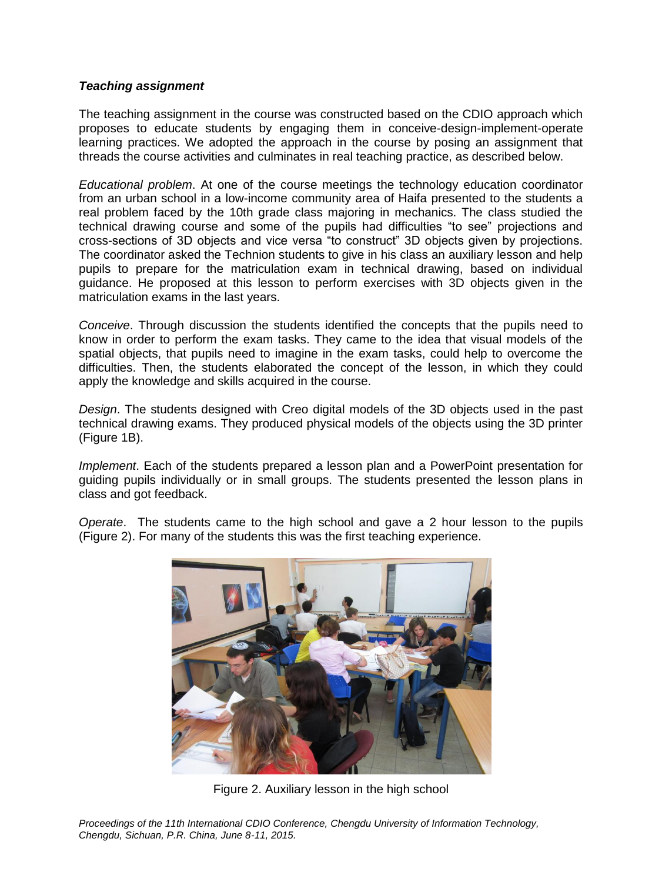***Teaching assignment***

The teaching assignment in the course was constructed based on the CDIO approach which proposes to educate students by engaging them in conceive-design-implement-operate learning practices. We adopted the approach in the course by posing an assignment that threads the course activities and culminates in real teaching practice, as described below.

*Educational problem*. At one of the course meetings the technology education coordinator from an urban school in a low-income community area of Haifa presented to the students a real problem faced by the 10th grade class majoring in mechanics. The class studied the technical drawing course and some of the pupils had difficulties "to see" projections and cross-sections of 3D objects and vice versa "to construct" 3D objects given by projections. The coordinator asked the Technion students to give in his class an auxiliary lesson and help pupils to prepare for the matriculation exam in technical drawing, based on individual guidance. He proposed at this lesson to perform exercises with 3D objects given in the matriculation exams in the last years.

*Conceive*. Through discussion the students identified the concepts that the pupils need to know in order to perform the exam tasks. They came to the idea that visual models of the spatial objects, that pupils need to imagine in the exam tasks, could help to overcome the difficulties. Then, the students elaborated the concept of the lesson, in which they could apply the knowledge and skills acquired in the course.

*Design*. The students designed with Creo digital models of the 3D objects used in the past technical drawing exams. They produced physical models of the objects using the 3D printer (Figure 1B).

*Implement*. Each of the students prepared a lesson plan and a PowerPoint presentation for guiding pupils individually or in small groups. The students presented the lesson plans in class and got feedback.

*Operate*. The students came to the high school and gave a 2 hour lesson to the pupils (Figure 2). For many of the students this was the first teaching experience.

Figure 2. Auxiliary lesson in the high school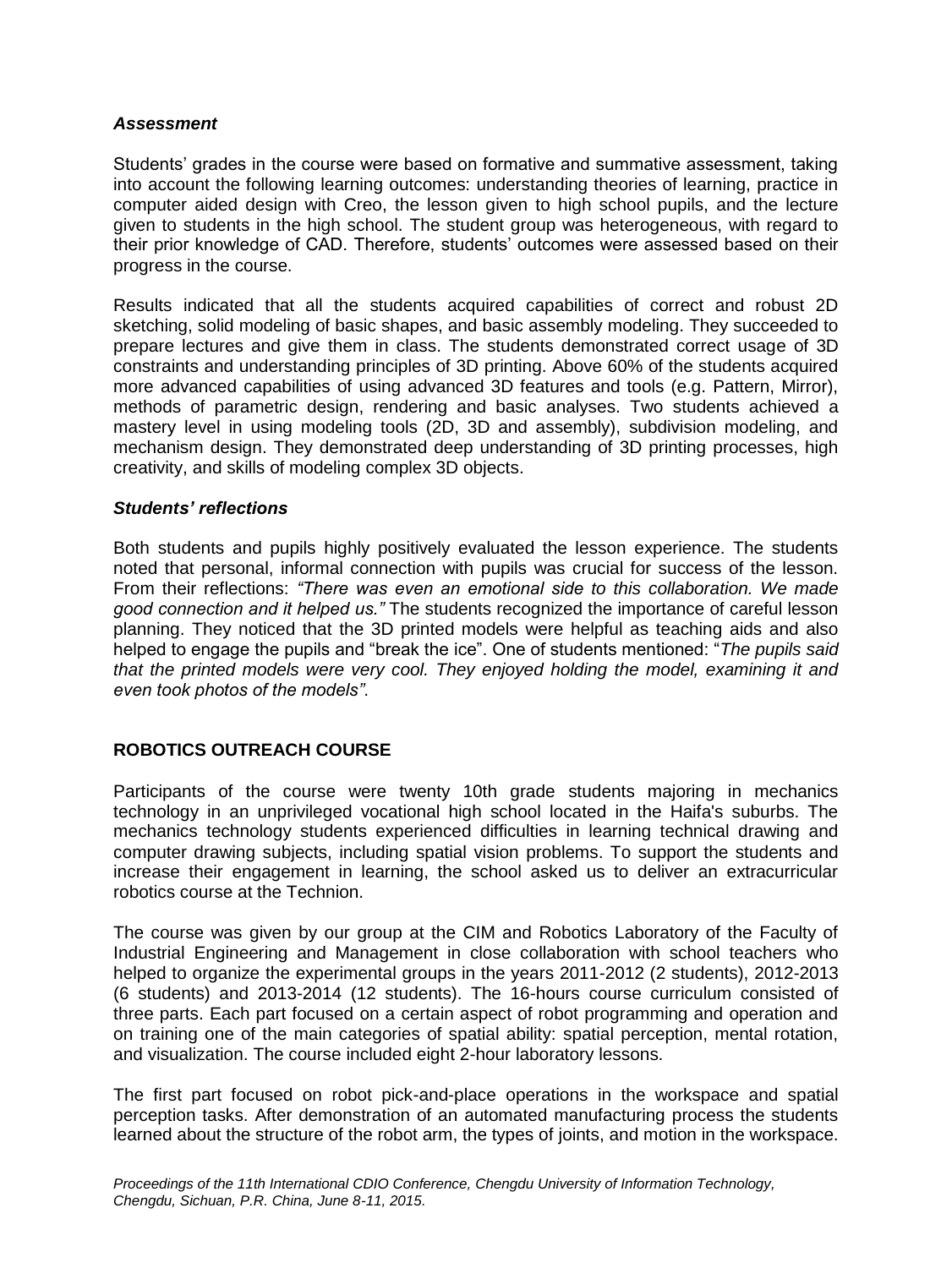### *Assessment*

Students' grades in the course were based on formative and summative assessment, taking into account the following learning outcomes: understanding theories of learning, practice in computer aided design with Creo, the lesson given to high school pupils, and the lecture given to students in the high school. The student group was heterogeneous, with regard to their prior knowledge of CAD. Therefore, students' outcomes were assessed based on their progress in the course.

Results indicated that all the students acquired capabilities of correct and robust 2D sketching, solid modeling of basic shapes, and basic assembly modeling. They succeeded to prepare lectures and give them in class. The students demonstrated correct usage of 3D constraints and understanding principles of 3D printing. Above 60% of the students acquired more advanced capabilities of using advanced 3D features and tools (e.g. Pattern, Mirror), methods of parametric design, rendering and basic analyses. Two students achieved a mastery level in using modeling tools (2D, 3D and assembly), subdivision modeling, and mechanism design. They demonstrated deep understanding of 3D printing processes, high creativity, and skills of modeling complex 3D objects.

### *Students' reflections*

Both students and pupils highly positively evaluated the lesson experience. The students noted that personal, informal connection with pupils was crucial for success of the lesson. From their reflections: *"There was even an emotional side to this collaboration. We made good connection and it helped us."* The students recognized the importance of careful lesson planning. They noticed that the 3D printed models were helpful as teaching aids and also helped to engage the pupils and "break the ice". One of students mentioned: "*The pupils said that the printed models were very cool. They enjoyed holding the model, examining it and even took photos of the models"*.

## ROBOTICS OUTREACH COURSE

Participants of the course were twenty 10th grade students majoring in mechanics technology in an unprivileged vocational high school located in the Haifa's suburbs. The mechanics technology students experienced difficulties in learning technical drawing and computer drawing subjects, including spatial vision problems. To support the students and increase their engagement in learning, the school asked us to deliver an extracurricular robotics course at the Technion.

The course was given by our group at the CIM and Robotics Laboratory of the Faculty of Industrial Engineering and Management in close collaboration with school teachers who helped to organize the experimental groups in the years 2011-2012 (2 students), 2012-2013 (6 students) and 2013-2014 (12 students). The 16-hours course curriculum consisted of three parts. Each part focused on a certain aspect of robot programming and operation and on training one of the main categories of spatial ability: spatial perception, mental rotation, and visualization. The course included eight 2-hour laboratory lessons.

The first part focused on robot pick-and-place operations in the workspace and spatial perception tasks. After demonstration of an automated manufacturing process the students learned about the structure of the robot arm, the types of joints, and motion in the workspace.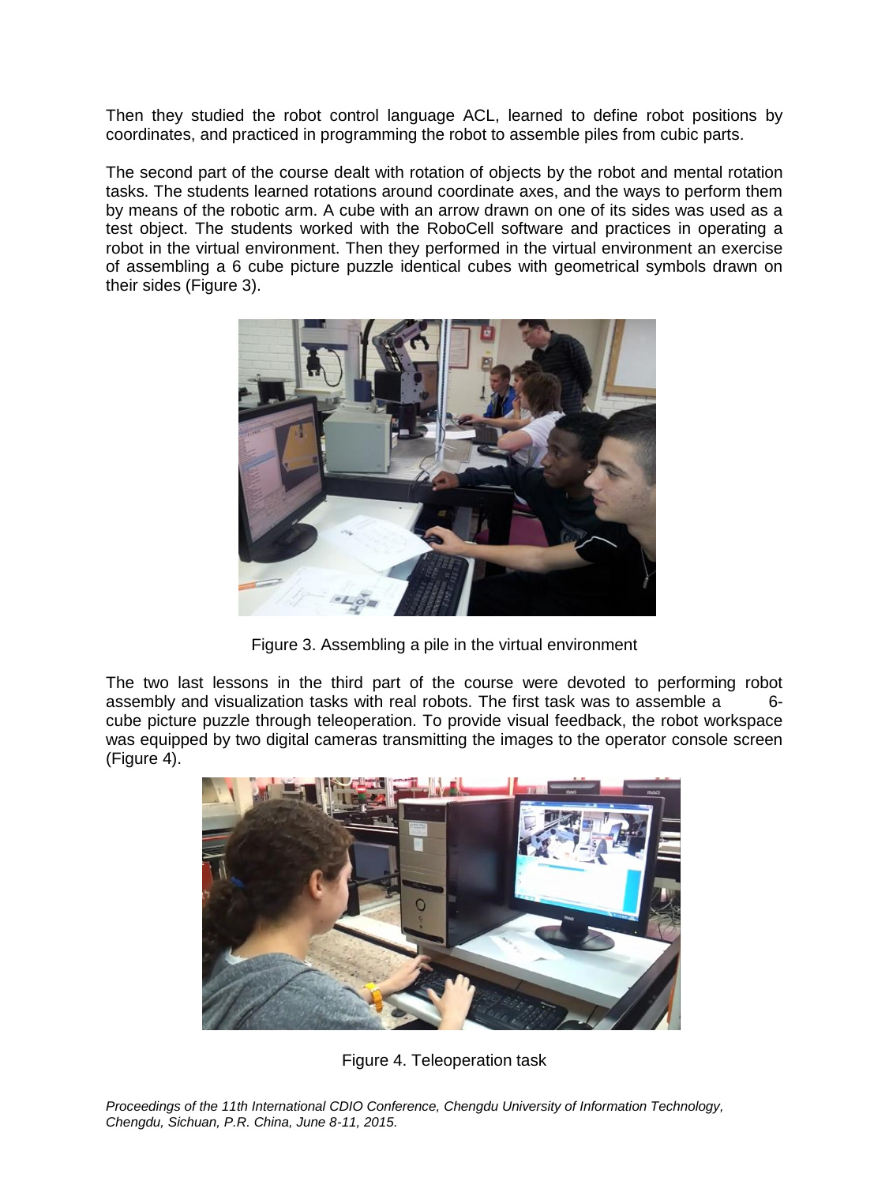Then they studied the robot control language ACL, learned to define robot positions by coordinates, and practiced in programming the robot to assemble piles from cubic parts.

The second part of the course dealt with rotation of objects by the robot and mental rotation tasks. The students learned rotations around coordinate axes, and the ways to perform them by means of the robotic arm. A cube with an arrow drawn on one of its sides was used as a test object. The students worked with the RoboCell software and practices in operating a robot in the virtual environment. Then they performed in the virtual environment an exercise of assembling a 6 cube picture puzzle identical cubes with geometrical symbols drawn on their sides (Figure 3).

Figure 3. Assembling a pile in the virtual environment

The two last lessons in the third part of the course were devoted to performing robot assembly and visualization tasks with real robots. The first task was to assemble a 6-cube picture puzzle through teleoperation. To provide visual feedback, the robot workspace was equipped by two digital cameras transmitting the images to the operator console screen (Figure 4).

Figure 4. Teleoperation task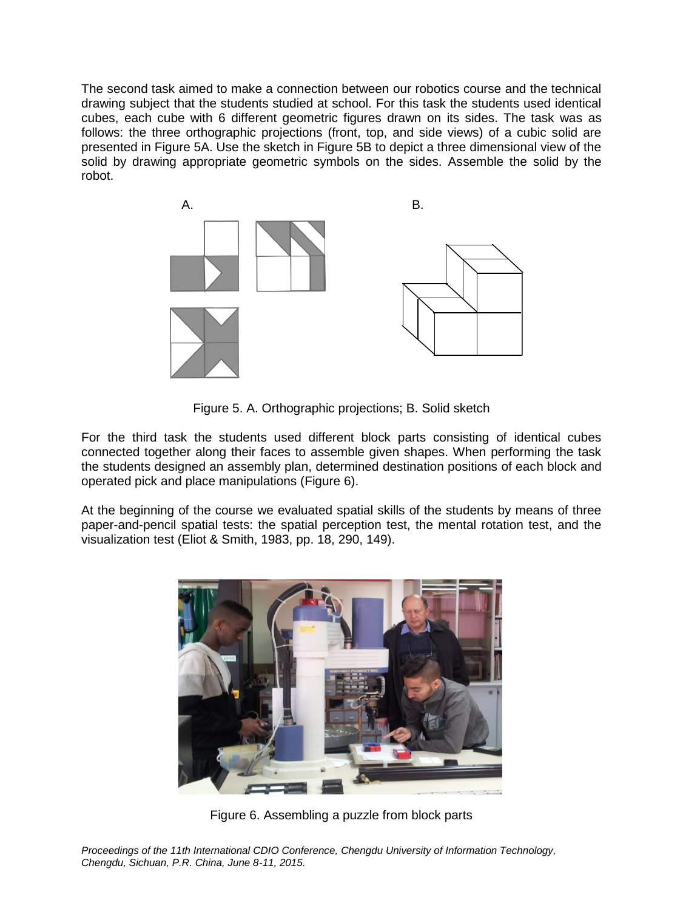The second task aimed to make a connection between our robotics course and the technical drawing subject that the students studied at school. For this task the students used identical cubes, each cube with 6 different geometric figures drawn on its sides. The task was as follows: the three orthographic projections (front, top, and side views) of a cubic solid are presented in Figure 5A. Use the sketch in Figure 5B to depict a three dimensional view of the solid by drawing appropriate geometric symbols on the sides. Assemble the solid by the robot.

Figure 5. A. Orthographic projections; B. Solid sketch

For the third task the students used different block parts consisting of identical cubes connected together along their faces to assemble given shapes. When performing the task the students designed an assembly plan, determined destination positions of each block and operated pick and place manipulations (Figure 6).

At the beginning of the course we evaluated spatial skills of the students by means of three paper-and-pencil spatial tests: the spatial perception test, the mental rotation test, and the visualization test (Eliot & Smith, 1983, pp. 18, 290, 149).

Figure 6. Assembling a puzzle from block parts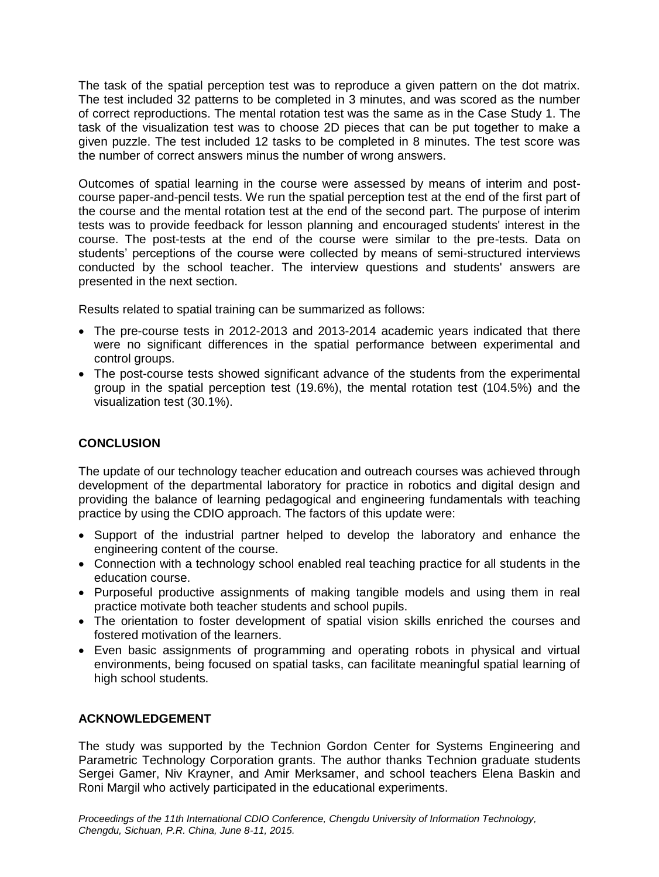The task of the spatial perception test was to reproduce a given pattern on the dot matrix. The test included 32 patterns to be completed in 3 minutes, and was scored as the number of correct reproductions. The mental rotation test was the same as in the Case Study 1. The task of the visualization test was to choose 2D pieces that can be put together to make a given puzzle. The test included 12 tasks to be completed in 8 minutes. The test score was the number of correct answers minus the number of wrong answers.

Outcomes of spatial learning in the course were assessed by means of interim and post-course paper-and-pencil tests. We run the spatial perception test at the end of the first part of the course and the mental rotation test at the end of the second part. The purpose of interim tests was to provide feedback for lesson planning and encouraged students' interest in the course. The post-tests at the end of the course were similar to the pre-tests. Data on students' perceptions of the course were collected by means of semi-structured interviews conducted by the school teacher. The interview questions and students' answers are presented in the next section.

Results related to spatial training can be summarized as follows:

- The pre-course tests in 2012-2013 and 2013-2014 academic years indicated that there were no significant differences in the spatial performance between experimental and control groups.
- The post-course tests showed significant advance of the students from the experimental group in the spatial perception test (19.6%), the mental rotation test (104.5%) and the visualization test (30.1%).

## CONCLUSION

The update of our technology teacher education and outreach courses was achieved through development of the departmental laboratory for practice in robotics and digital design and providing the balance of learning pedagogical and engineering fundamentals with teaching practice by using the CDIO approach. The factors of this update were:

- Support of the industrial partner helped to develop the laboratory and enhance the engineering content of the course.
- Connection with a technology school enabled real teaching practice for all students in the education course.
- Purposeful productive assignments of making tangible models and using them in real practice motivate both teacher students and school pupils.
- The orientation to foster development of spatial vision skills enriched the courses and fostered motivation of the learners.
- Even basic assignments of programming and operating robots in physical and virtual environments, being focused on spatial tasks, can facilitate meaningful spatial learning of high school students.

## ACKNOWLEDGEMENT

The study was supported by the Technion Gordon Center for Systems Engineering and Parametric Technology Corporation grants. The author thanks Technion graduate students Sergei Gamer, Niv Krayner, and Amir Merksamer, and school teachers Elena Baskin and Roni Margil who actively participated in the educational experiments.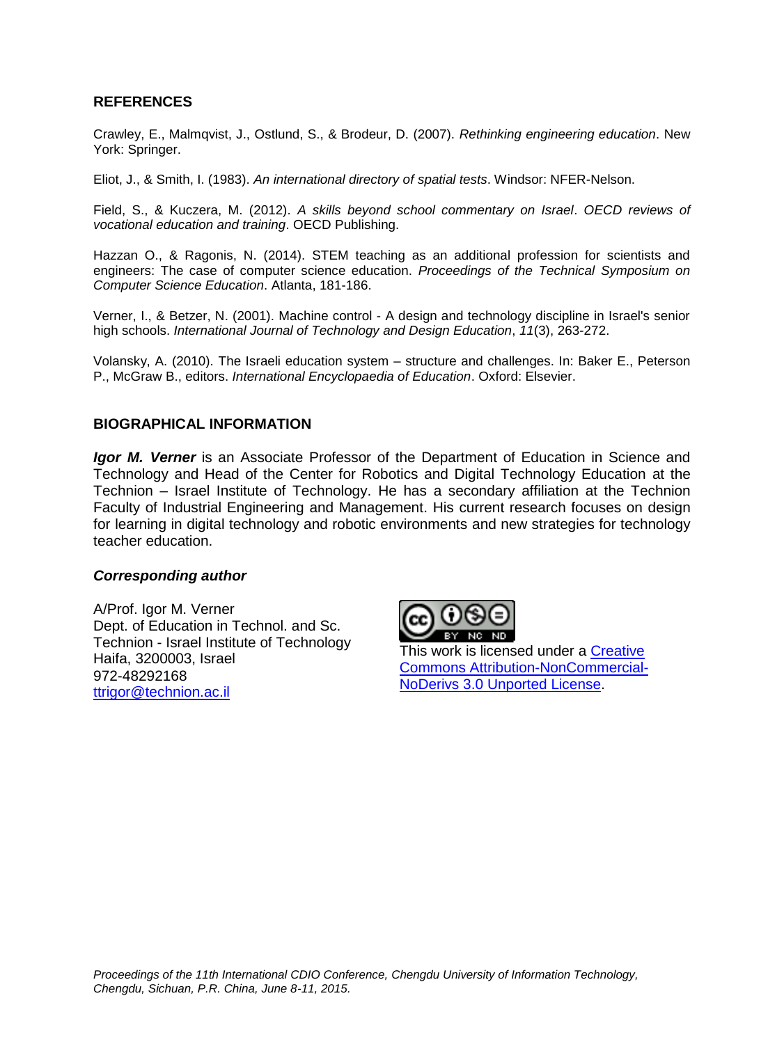## REFERENCES

Crawley, E., Malmqvist, J., Ostlund, S., & Brodeur, D. (2007). *Rethinking engineering education*. New York: Springer.

Eliot, J., & Smith, I. (1983). *An international directory of spatial tests*. Windsor: NFER-Nelson.

Field, S., & Kuczera, M. (2012). *A skills beyond school commentary on Israel*. *OECD reviews of vocational education and training*. OECD Publishing.

Hazzan O., & Ragonis, N. (2014). STEM teaching as an additional profession for scientists and engineers: The case of computer science education. *Proceedings of the Technical Symposium on Computer Science Education*. Atlanta, 181-186.

Verner, I., & Betzer, N. (2001). Machine control - A design and technology discipline in Israel's senior high schools. *International Journal of Technology and Design Education*, *11*(3), 263-272.

Volansky, A. (2010). The Israeli education system – structure and challenges. In: Baker E., Peterson P., McGraw B., editors. *International Encyclopaedia of Education*. Oxford: Elsevier.

## BIOGRAPHICAL INFORMATION

***Igor M. Verner*** is an Associate Professor of the Department of Education in Science and Technology and Head of the Center for Robotics and Digital Technology Education at the Technion – Israel Institute of Technology. He has a secondary affiliation at the Technion Faculty of Industrial Engineering and Management. His current research focuses on design for learning in digital technology and robotic environments and new strategies for technology teacher education.

### *Corresponding author*

A/Prof. Igor M. Verner
Dept. of Education in Technol. and Sc.
Technion - Israel Institute of Technology
Haifa, 3200003, Israel
972-48292168
ttrigor@technion.ac.il

This work is licensed under a Creative Commons Attribution-NonCommercial-NoDerivs 3.0 Unported License.